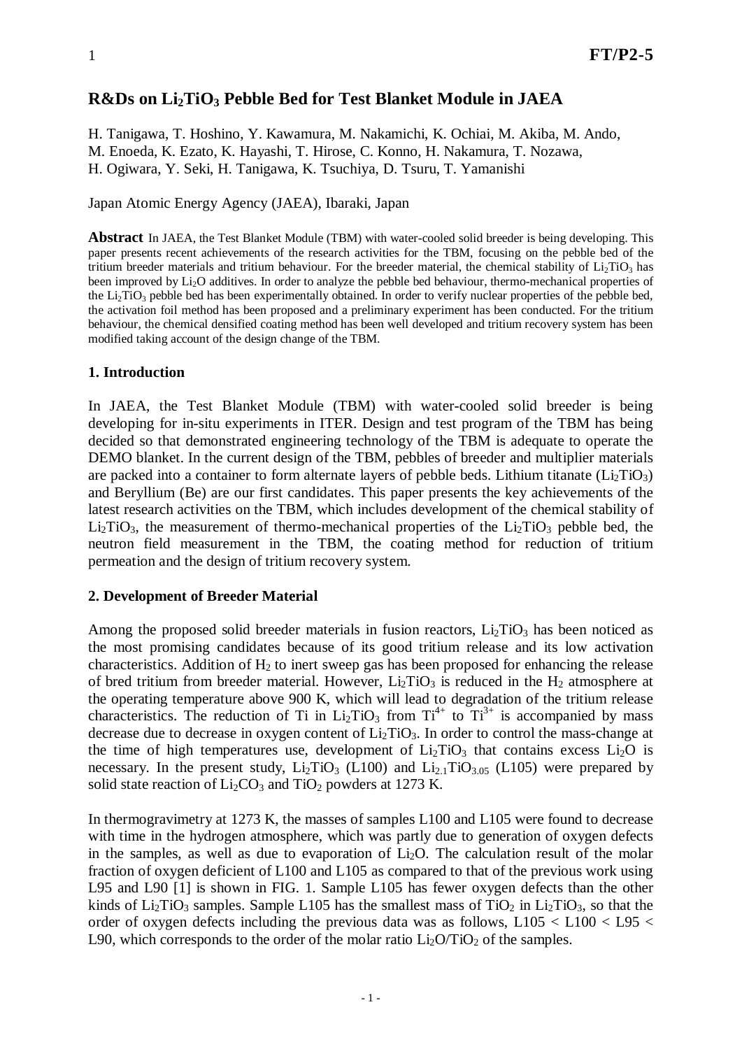# R&Ds on $Li_2TiO_3$ Pebble Bed for Test Blanket Module in JAEA

H. Tanigawa, T. Hoshino, Y. Kawamura, M. Nakamichi, K. Ochiai, M. Akiba, M. Ando, M. Enoeda, K. Ezato, K. Hayashi, T. Hirose, C. Konno, H. Nakamura, T. Nozawa, H. Ogiwara, Y. Seki, H. Tanigawa, K. Tsuchiya, D. Tsuru, T. Yamanishi

Japan Atomic Energy Agency (JAEA), Ibaraki, Japan

**Abstract** In JAEA, the Test Blanket Module (TBM) with water-cooled solid breeder is being developing. This paper presents recent achievements of the research activities for the TBM, focusing on the pebble bed of the tritium breeder materials and tritium behaviour. For the breeder material, the chemical stability of $Li_2TiO_3$ has been improved by $Li_2O$ additives. In order to analyze the pebble bed behaviour, thermo-mechanical properties of the $Li_2TiO_3$ pebble bed has been experimentally obtained. In order to verify nuclear properties of the pebble bed, the activation foil method has been proposed and a preliminary experiment has been conducted. For the tritium behaviour, the chemical densified coating method has been well developed and tritium recovery system has been modified taking account of the design change of the TBM.

## 1. Introduction

In JAEA, the Test Blanket Module (TBM) with water-cooled solid breeder is being developing for in-situ experiments in ITER. Design and test program of the TBM has being decided so that demonstrated engineering technology of the TBM is adequate to operate the DEMO blanket. In the current design of the TBM, pebbles of breeder and multiplier materials are packed into a container to form alternate layers of pebble beds. Lithium titanate ($Li_2TiO_3$) and Beryllium (Be) are our first candidates. This paper presents the key achievements of the latest research activities on the TBM, which includes development of the chemical stability of $Li_2TiO_3$, the measurement of thermo-mechanical properties of the $Li_2TiO_3$ pebble bed, the neutron field measurement in the TBM, the coating method for reduction of tritium permeation and the design of tritium recovery system.

## 2. Development of Breeder Material

Among the proposed solid breeder materials in fusion reactors, $Li_2TiO_3$ has been noticed as the most promising candidates because of its good tritium release and its low activation characteristics. Addition of $H_2$ to inert sweep gas has been proposed for enhancing the release of bred tritium from breeder material. However, $Li_2TiO_3$ is reduced in the $H_2$ atmosphere at the operating temperature above 900 K, which will lead to degradation of the tritium release characteristics. The reduction of Ti in $Li_2TiO_3$ from $Ti^{4+}$ to $Ti^{3+}$ is accompanied by mass decrease due to decrease in oxygen content of $Li_2TiO_3$. In order to control the mass-change at the time of high temperatures use, development of $Li_2TiO_3$ that contains excess $Li_2O$ is necessary. In the present study, $Li_2TiO_3$ (L100) and $Li_{2.1}TiO_{3.05}$ (L105) were prepared by solid state reaction of $Li_2CO_3$ and $TiO_2$ powders at 1273 K.

In thermogravimetry at 1273 K, the masses of samples L100 and L105 were found to decrease with time in the hydrogen atmosphere, which was partly due to generation of oxygen defects in the samples, as well as due to evaporation of $Li_2O$. The calculation result of the molar fraction of oxygen deficient of L100 and L105 as compared to that of the previous work using L95 and L90 [1] is shown in FIG. 1. Sample L105 has fewer oxygen defects than the other kinds of $Li_2TiO_3$ samples. Sample L105 has the smallest mass of $TiO_2$ in $Li_2TiO_3$, so that the order of oxygen defects including the previous data was as follows, L105 < L100 < L95 < L90, which corresponds to the order of the molar ratio $Li_2O/TiO_2$ of the samples.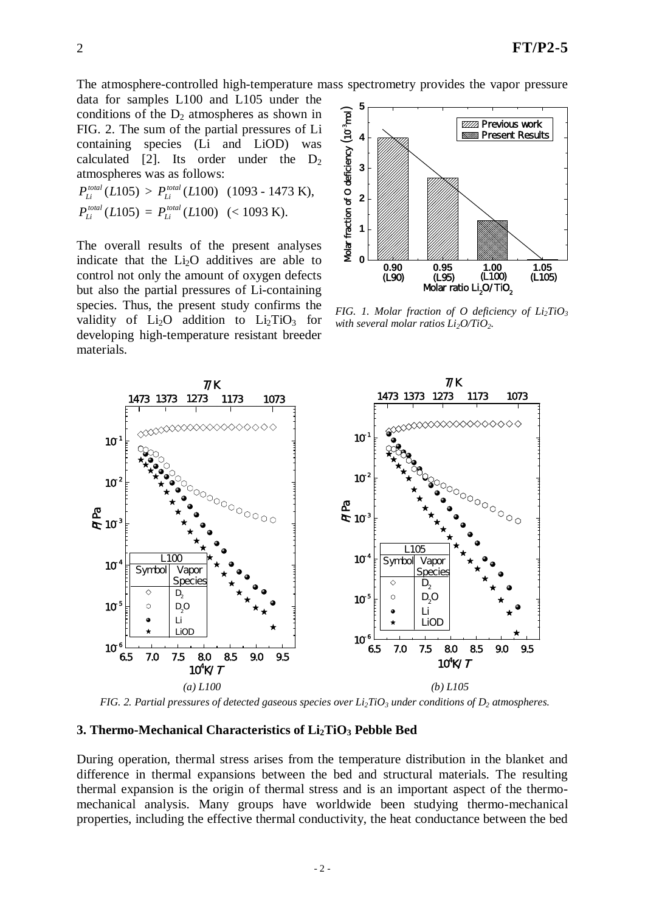The atmosphere-controlled high-temperature mass spectrometry provides the vapor pressure data for samples L100 and L105 under the conditions of the $D_2$ atmospheres as shown in FIG. 2. The sum of the partial pressures of Li containing species (Li and LiOD) was calculated [2]. Its order under the $D_2$ atmospheres was as follows:

$$P_{Li}^{total}(L105) > P_{Li}^{total}(L100) \quad (1093 - 1473 \text{ K}),$$

$$P_{Li}^{total}(L105) = P_{Li}^{total}(L100) \quad (< 1093 \text{ K}).$$

The overall results of the present analyses indicate that the $Li_2O$ additives are able to control not only the amount of oxygen defects but also the partial pressures of Li-containing species. Thus, the present study confirms the validity of $Li_2O$ addition to $Li_2TiO_3$ for developing high-temperature resistant breeder materials.

*FIG. 1. Molar fraction of O deficiency of $Li_2TiO_3$ with several molar ratios $Li_2O/TiO_2$.*

*(a) L100* *(b) L105*

*FIG. 2. Partial pressures of detected gaseous species over $Li_2TiO_3$ under conditions of $D_2$ atmospheres.*

### 3. Thermo-Mechanical Characteristics of $Li_2TiO_3$ Pebble Bed

During operation, thermal stress arises from the temperature distribution in the blanket and difference in thermal expansions between the bed and structural materials. The resulting thermal expansion is the origin of thermal stress and is an important aspect of the thermo-mechanical analysis. Many groups have worldwide been studying thermo-mechanical properties, including the effective thermal conductivity, the heat conductance between the bed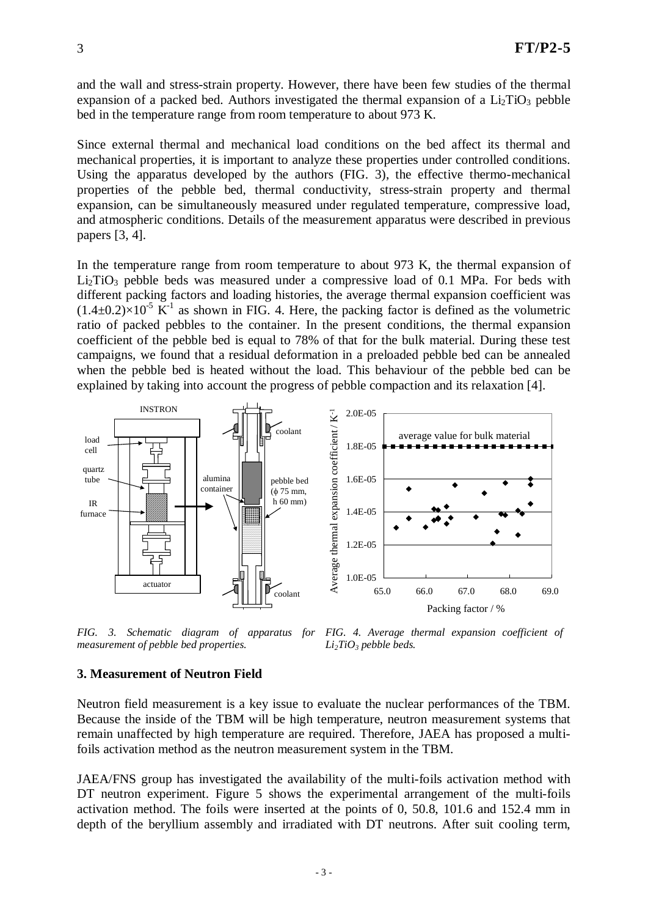and the wall and stress-strain property. However, there have been few studies of the thermal expansion of a packed bed. Authors investigated the thermal expansion of a $Li_2TiO_3$ pebble bed in the temperature range from room temperature to about 973 K.

Since external thermal and mechanical load conditions on the bed affect its thermal and mechanical properties, it is important to analyze these properties under controlled conditions. Using the apparatus developed by the authors (FIG. 3), the effective thermo-mechanical properties of the pebble bed, thermal conductivity, stress-strain property and thermal expansion, can be simultaneously measured under regulated temperature, compressive load, and atmospheric conditions. Details of the measurement apparatus were described in previous papers [3, 4].

In the temperature range from room temperature to about 973 K, the thermal expansion of $Li_2TiO_3$ pebble beds was measured under a compressive load of 0.1 MPa. For beds with different packing factors and loading histories, the average thermal expansion coefficient was $(1.4\pm0.2)\times10^{-5}$ $K^{-1}$ as shown in FIG. 4. Here, the packing factor is defined as the volumetric ratio of packed pebbles to the container. In the present conditions, the thermal expansion coefficient of the pebble bed is equal to 78% of that for the bulk material. During these test campaigns, we found that a residual deformation in a preloaded pebble bed can be annealed when the pebble bed is heated without the load. This behaviour of the pebble bed can be explained by taking into account the progress of pebble compaction and its relaxation [4].

*FIG. 3. Schematic diagram of apparatus for measurement of pebble bed properties.*

*FIG. 4. Average thermal expansion coefficient of $Li_2TiO_3$ pebble beds.*

### 3. Measurement of Neutron Field

Neutron field measurement is a key issue to evaluate the nuclear performances of the TBM. Because the inside of the TBM will be high temperature, neutron measurement systems that remain unaffected by high temperature are required. Therefore, JAEA has proposed a multi-foils activation method as the neutron measurement system in the TBM.

JAEA/FNS group has investigated the availability of the multi-foils activation method with DT neutron experiment. Figure 5 shows the experimental arrangement of the multi-foils activation method. The foils were inserted at the points of 0, 50.8, 101.6 and 152.4 mm in depth of the beryllium assembly and irradiated with DT neutrons. After suit cooling term,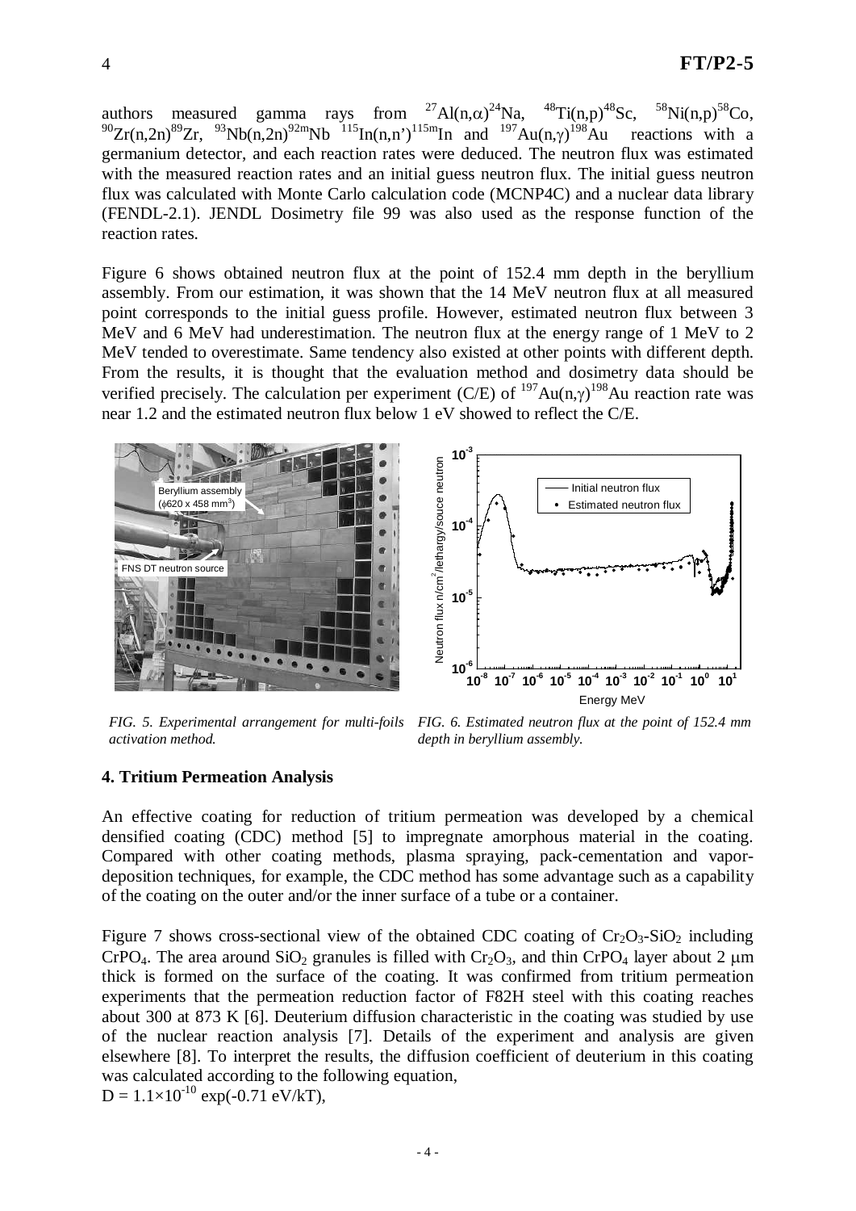authors measured gamma rays from $^{27}Al(n,\alpha)^{24}Na$, $^{48}Ti(n,p)^{48}Sc$, $^{58}Ni(n,p)^{58}Co$, $^{90}Zr(n,2n)^{89}Zr$, $^{93}Nb(n,2n)^{92m}Nb$ $^{115}In(n,n')^{115m}In$ and $^{197}Au(n,\gamma)^{198}Au$ reactions with a germanium detector, and each reaction rates were deduced. The neutron flux was estimated with the measured reaction rates and an initial guess neutron flux. The initial guess neutron flux was calculated with Monte Carlo calculation code (MCNP4C) and a nuclear data library (FENDL-2.1). JENDL Dosimetry file 99 was also used as the response function of the reaction rates.

Figure 6 shows obtained neutron flux at the point of 152.4 mm depth in the beryllium assembly. From our estimation, it was shown that the 14 MeV neutron flux at all measured point corresponds to the initial guess profile. However, estimated neutron flux between 3 MeV and 6 MeV had underestimation. The neutron flux at the energy range of 1 MeV to 2 MeV tended to overestimate. Same tendency also existed at other points with different depth. From the results, it is thought that the evaluation method and dosimetry data should be verified precisely. The calculation per experiment (C/E) of $^{197}Au(n,\gamma)^{198}Au$ reaction rate was near 1.2 and the estimated neutron flux below 1 eV showed to reflect the C/E.

*FIG. 5. Experimental arrangement for multi-foils activation method.*

*FIG. 6. Estimated neutron flux at the point of 152.4 mm depth in beryllium assembly.*

## 4. Tritium Permeation Analysis

An effective coating for reduction of tritium permeation was developed by a chemical densified coating (CDC) method [5] to impregnate amorphous material in the coating. Compared with other coating methods, plasma spraying, pack-cementation and vapor-deposition techniques, for example, the CDC method has some advantage such as a capability of the coating on the outer and/or the inner surface of a tube or a container.

Figure 7 shows cross-sectional view of the obtained CDC coating of $Cr_2O_3$-$SiO_2$ including $CrPO_4$. The area around $SiO_2$ granules is filled with $Cr_2O_3$, and thin $CrPO_4$ layer about 2 μm thick is formed on the surface of the coating. It was confirmed from tritium permeation experiments that the permeation reduction factor of F82H steel with this coating reaches about 300 at 873 K [6]. Deuterium diffusion characteristic in the coating was studied by use of the nuclear reaction analysis [7]. Details of the experiment and analysis are given elsewhere [8]. To interpret the results, the diffusion coefficient of deuterium in this coating was calculated according to the following equation,

$D = 1.1\times10^{-10}\exp(-0.71\text{ eV}/kT)$,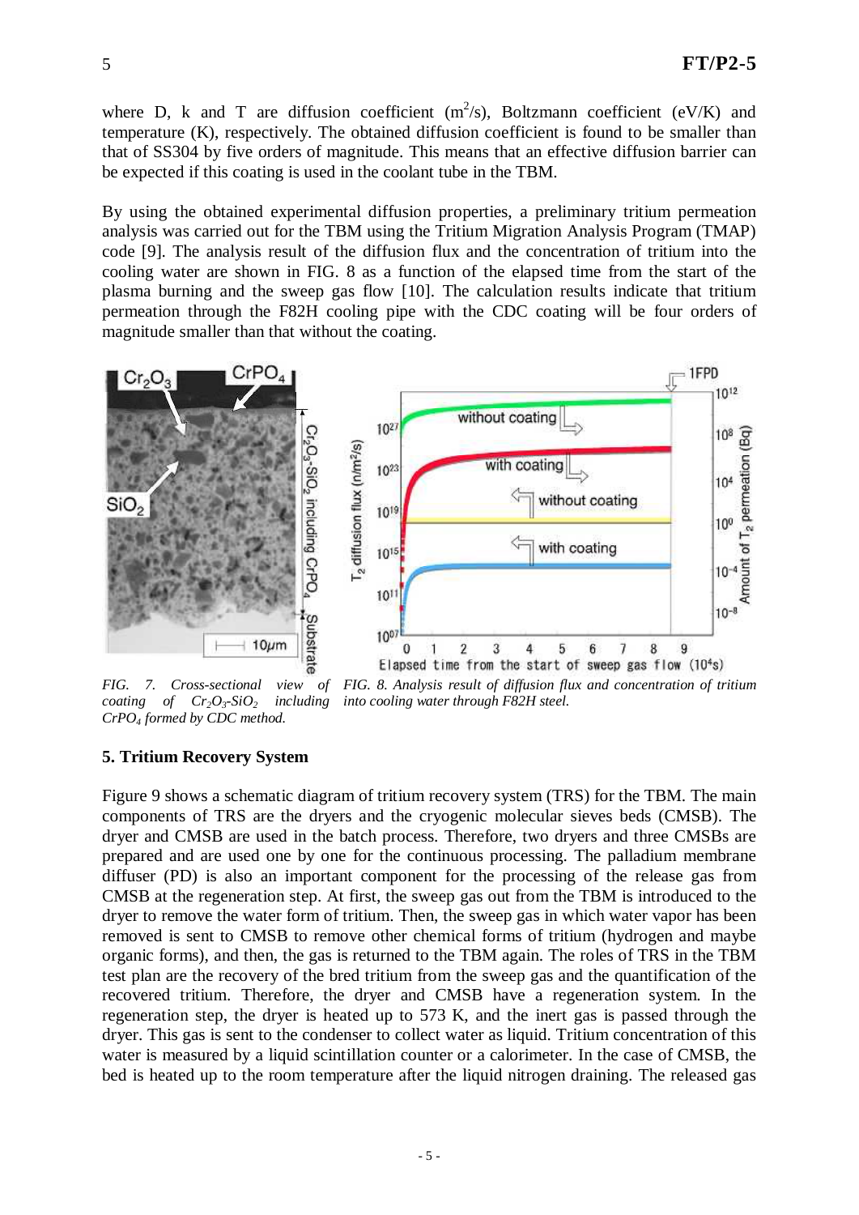where D, k and T are diffusion coefficient ($m^2$/s), Boltzmann coefficient (eV/K) and temperature (K), respectively. The obtained diffusion coefficient is found to be smaller than that of SS304 by five orders of magnitude. This means that an effective diffusion barrier can be expected if this coating is used in the coolant tube in the TBM.

By using the obtained experimental diffusion properties, a preliminary tritium permeation analysis was carried out for the TBM using the Tritium Migration Analysis Program (TMAP) code [9]. The analysis result of the diffusion flux and the concentration of tritium into the cooling water are shown in FIG. 8 as a function of the elapsed time from the start of the plasma burning and the sweep gas flow [10]. The calculation results indicate that tritium permeation through the F82H cooling pipe with the CDC coating will be four orders of magnitude smaller than that without the coating.

*FIG. 7. Cross-sectional view of coating of $Cr_2O_3$-$SiO_2$ including $CrPO_4$ formed by CDC method.*

*FIG. 8. Analysis result of diffusion flux and concentration of tritium into cooling water through F82H steel.*

## 5. Tritium Recovery System

Figure 9 shows a schematic diagram of tritium recovery system (TRS) for the TBM. The main components of TRS are the dryers and the cryogenic molecular sieves beds (CMSB). The dryer and CMSB are used in the batch process. Therefore, two dryers and three CMSBs are prepared and are used one by one for the continuous processing. The palladium membrane diffuser (PD) is also an important component for the processing of the release gas from CMSB at the regeneration step. At first, the sweep gas out from the TBM is introduced to the dryer to remove the water form of tritium. Then, the sweep gas in which water vapor has been removed is sent to CMSB to remove other chemical forms of tritium (hydrogen and maybe organic forms), and then, the gas is returned to the TBM again. The roles of TRS in the TBM test plan are the recovery of the bred tritium from the sweep gas and the quantification of the recovered tritium. Therefore, the dryer and CMSB have a regeneration system. In the regeneration step, the dryer is heated up to 573 K, and the inert gas is passed through the dryer. This gas is sent to the condenser to collect water as liquid. Tritium concentration of this water is measured by a liquid scintillation counter or a calorimeter. In the case of CMSB, the bed is heated up to the room temperature after the liquid nitrogen draining. The released gas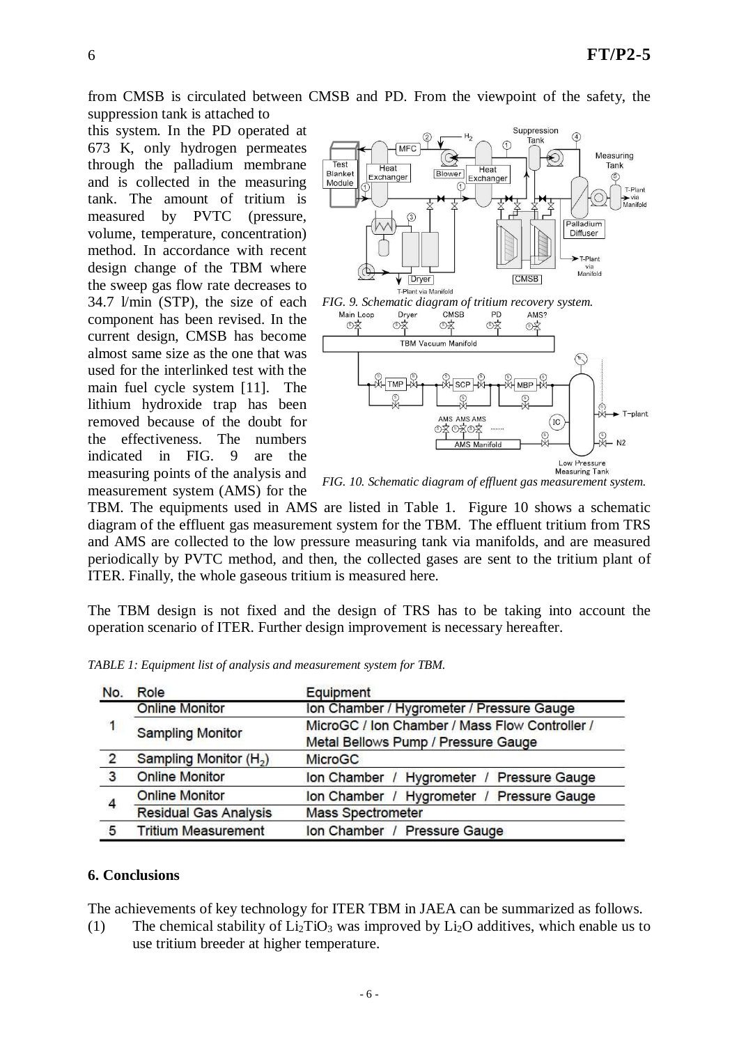from CMSB is circulated between CMSB and PD. From the viewpoint of the safety, the suppression tank is attached to this system. In the PD operated at 673 K, only hydrogen permeates through the palladium membrane and is collected in the measuring tank. The amount of tritium is measured by PVTC (pressure, volume, temperature, concentration) method. In accordance with recent design change of the TBM where the sweep gas flow rate decreases to 34.7 l/min (STP), the size of each component has been revised. In the current design, CMSB has become almost same size as the one that was used for the interlinked test with the main fuel cycle system [11]. The lithium hydroxide trap has been removed because of the doubt for the effectiveness. The numbers indicated in FIG. 9 are the measuring points of the analysis and measurement system (AMS) for the TBM. The equipments used in AMS are listed in Table 1. Figure 10 shows a schematic diagram of the effluent gas measurement system for the TBM. The effluent tritium from TRS and AMS are collected to the low pressure measuring tank via manifolds, and are measured periodically by PVTC method, and then, the collected gases are sent to the tritium plant of ITER. Finally, the whole gaseous tritium is measured here.

*FIG. 9. Schematic diagram of tritium recovery system.*

*FIG. 10. Schematic diagram of effluent gas measurement system.*

The TBM design is not fixed and the design of TRS has to be taking into account the operation scenario of ITER. Further design improvement is necessary hereafter.

*TABLE 1: Equipment list of analysis and measurement system for TBM.*

| No. | Role | Equipment |
|---|---|---|
| 1 | Online Monitor | Ion Chamber / Hygrometer / Pressure Gauge |
| | Sampling Monitor | MicroGC / Ion Chamber / Mass Flow Controller / Metal Bellows Pump / Pressure Gauge |
| 2 | Sampling Monitor ($H_2$) | MicroGC |
| 3 | Online Monitor | Ion Chamber / Hygrometer / Pressure Gauge |
| 4 | Online Monitor | Ion Chamber / Hygrometer / Pressure Gauge |
| | Residual Gas Analysis | Mass Spectrometer |
| 5 | Tritium Measurement | Ion Chamber / Pressure Gauge |

## 6. Conclusions

The achievements of key technology for ITER TBM in JAEA can be summarized as follows.

(1) The chemical stability of $Li_2TiO_3$ was improved by $Li_2O$ additives, which enable us to use tritium breeder at higher temperature.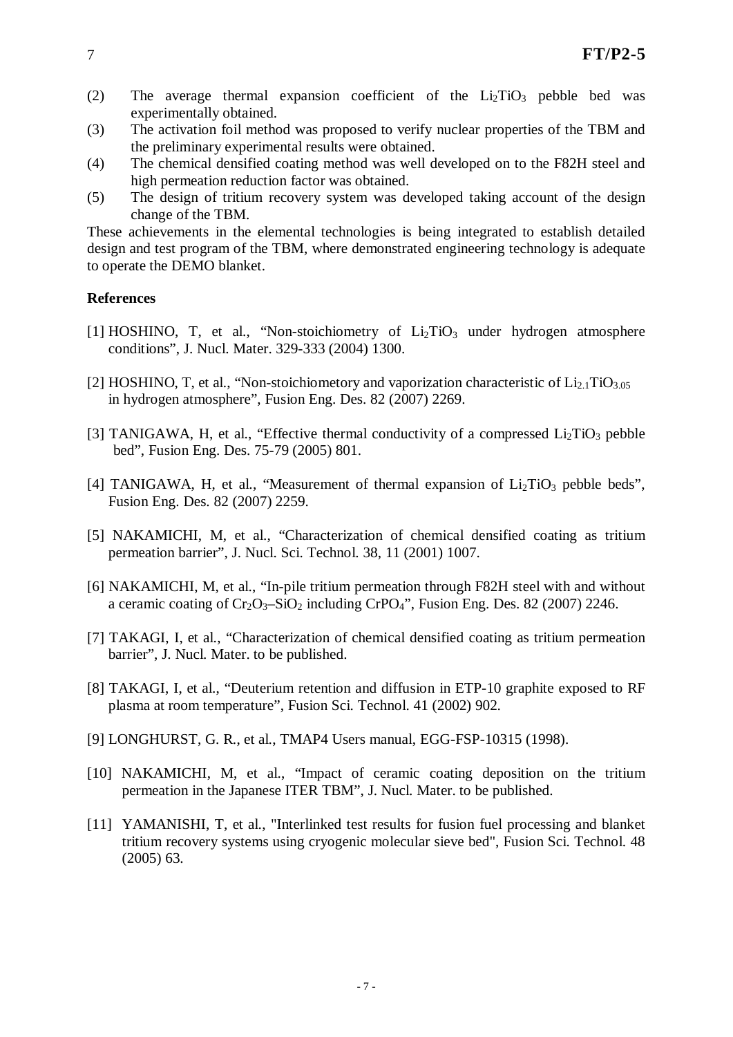(2) The average thermal expansion coefficient of the $Li_2TiO_3$ pebble bed was experimentally obtained.

(3) The activation foil method was proposed to verify nuclear properties of the TBM and the preliminary experimental results were obtained.

(4) The chemical densified coating method was well developed on to the F82H steel and high permeation reduction factor was obtained.

(5) The design of tritium recovery system was developed taking account of the design change of the TBM.

These achievements in the elemental technologies is being integrated to establish detailed design and test program of the TBM, where demonstrated engineering technology is adequate to operate the DEMO blanket.

**References**

[1] HOSHINO, T, et al., "Non-stoichiometry of $Li_2TiO_3$ under hydrogen atmosphere conditions", J. Nucl. Mater. 329-333 (2004) 1300.

[2] HOSHINO, T, et al., "Non-stoichiometory and vaporization characteristic of $Li_{2.1}TiO_{3.05}$ in hydrogen atmosphere", Fusion Eng. Des. 82 (2007) 2269.

[3] TANIGAWA, H, et al., "Effective thermal conductivity of a compressed $Li_2TiO_3$ pebble bed", Fusion Eng. Des. 75-79 (2005) 801.

[4] TANIGAWA, H, et al., "Measurement of thermal expansion of $Li_2TiO_3$ pebble beds", Fusion Eng. Des. 82 (2007) 2259.

[5] NAKAMICHI, M, et al., "Characterization of chemical densified coating as tritium permeation barrier", J. Nucl. Sci. Technol. 38, 11 (2001) 1007.

[6] NAKAMICHI, M, et al., "In-pile tritium permeation through F82H steel with and without a ceramic coating of $Cr_2O_3$–$SiO_2$ including $CrPO_4$", Fusion Eng. Des. 82 (2007) 2246.

[7] TAKAGI, I, et al., "Characterization of chemical densified coating as tritium permeation barrier", J. Nucl. Mater. to be published.

[8] TAKAGI, I, et al., "Deuterium retention and diffusion in ETP-10 graphite exposed to RF plasma at room temperature", Fusion Sci. Technol. 41 (2002) 902.

[9] LONGHURST, G. R., et al., TMAP4 Users manual, EGG-FSP-10315 (1998).

[10] NAKAMICHI, M, et al., "Impact of ceramic coating deposition on the tritium permeation in the Japanese ITER TBM", J. Nucl. Mater. to be published.

[11] YAMANISHI, T, et al., "Interlinked test results for fusion fuel processing and blanket tritium recovery systems using cryogenic molecular sieve bed", Fusion Sci. Technol. 48 (2005) 63.